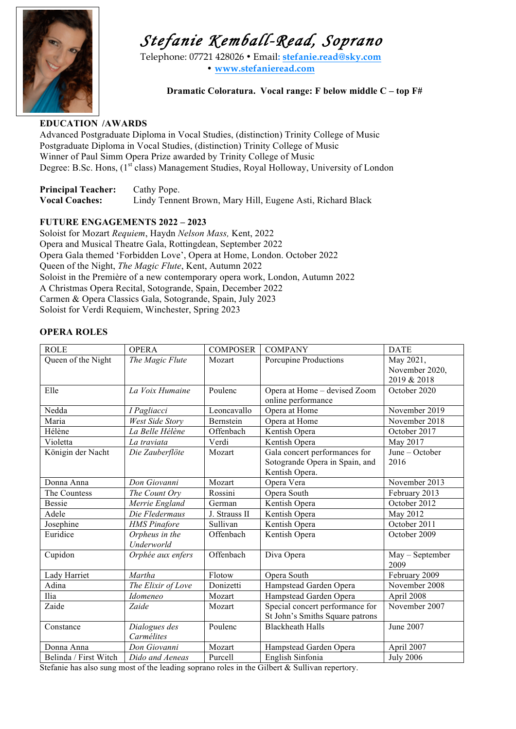# Stefanie Kemball-Read, Soprano

Telephone: 07721 428026 • Email: stefanie.read@sky.com • www.stefanieread.com

**Dramatic Coloratura. Vocal range: F below middle C – top F#**

## EDUCATION /AWARDS

Advanced Postgraduate Diploma in Vocal Studies, (distinction) Trinity College of Music
Postgraduate Diploma in Vocal Studies, (distinction) Trinity College of Music
Winner of Paul Simm Opera Prize awarded by Trinity College of Music
Degree: B.Sc. Hons, (1st class) Management Studies, Royal Holloway, University of London

**Principal Teacher:** Cathy Pope.
**Vocal Coaches:** Lindy Tennent Brown, Mary Hill, Eugene Asti, Richard Black

## FUTURE ENGAGEMENTS 2022 – 2023

Soloist for Mozart *Requiem*, Haydn *Nelson Mass,* Kent, 2022
Opera and Musical Theatre Gala, Rottingdean, September 2022
Opera Gala themed 'Forbidden Love', Opera at Home, London. October 2022
Queen of the Night, *The Magic Flute*, Kent, Autumn 2022
Soloist in the Première of a new contemporary opera work, London, Autumn 2022
A Christmas Opera Recital, Sotogrande, Spain, December 2022
Carmen & Opera Classics Gala, Sotogrande, Spain, July 2023
Soloist for Verdi Requiem, Winchester, Spring 2023

## OPERA ROLES

| ROLE | OPERA | COMPOSER | COMPANY | DATE |
|---|---|---|---|---|
| Queen of the Night | *The Magic Flute* | Mozart | Porcupine Productions | May 2021, November 2020, 2019 & 2018 |
| Elle | *La Voix Humaine* | Poulenc | Opera at Home – devised Zoom online performance | October 2020 |
| Nedda | *I Pagliacci* | Leoncavallo | Opera at Home | November 2019 |
| Maria | *West Side Story* | Bernstein | Opera at Home | November 2018 |
| Hélène | *La Belle Hélène* | Offenbach | Kentish Opera | October 2017 |
| Violetta | *La traviata* | Verdi | Kentish Opera | May 2017 |
| Königin der Nacht | *Die Zauberflöte* | Mozart | Gala concert performances for Sotogrande Opera in Spain, and Kentish Opera. | June – October 2016 |
| Donna Anna | *Don Giovanni* | Mozart | Opera Vera | November 2013 |
| The Countess | *The Count Ory* | Rossini | Opera South | February 2013 |
| Bessie | *Merrie England* | German | Kentish Opera | October 2012 |
| Adele | *Die Fledermaus* | J. Strauss II | Kentish Opera | May 2012 |
| Josephine | *HMS Pinafore* | Sullivan | Kentish Opera | October 2011 |
| Euridice | *Orpheus in the Underworld* | Offenbach | Kentish Opera | October 2009 |
| Cupidon | *Orphée aux enfers* | Offenbach | Diva Opera | May – September 2009 |
| Lady Harriet | *Martha* | Flotow | Opera South | February 2009 |
| Adina | *The Elixir of Love* | Donizetti | Hampstead Garden Opera | November 2008 |
| Ilia | *Idomeneo* | Mozart | Hampstead Garden Opera | April 2008 |
| Zaide | *Zaide* | Mozart | Special concert performance for St John's Smiths Square patrons | November 2007 |
| Constance | *Dialogues des Carmélites* | Poulenc | Blackheath Halls | June 2007 |
| Donna Anna | *Don Giovanni* | Mozart | Hampstead Garden Opera | April 2007 |
| Belinda / First Witch | *Dido and Aeneas* | Purcell | English Sinfonia | July 2006 |

Stefanie has also sung most of the leading soprano roles in the Gilbert & Sullivan repertory.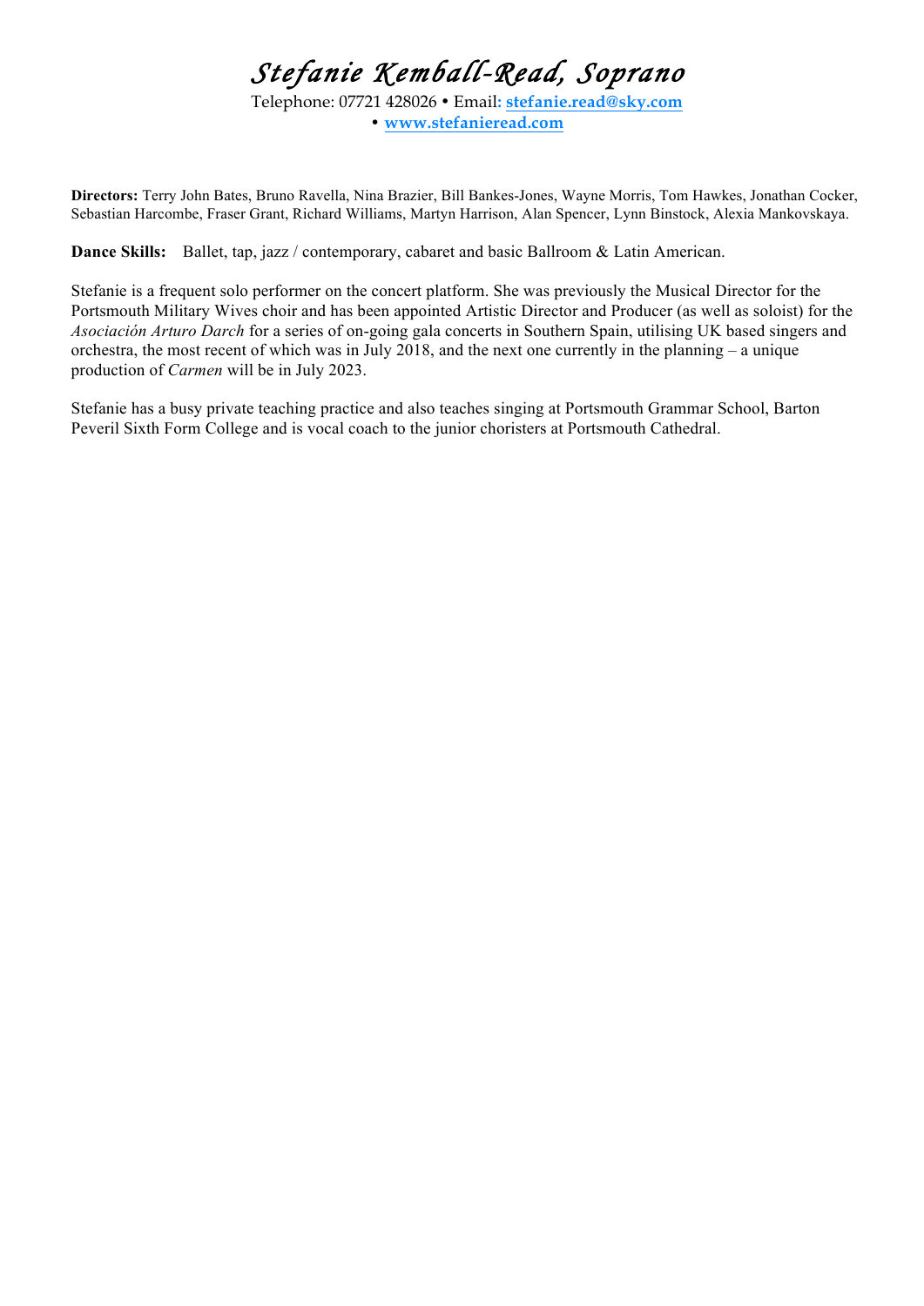# *Stefanie Kemball-Read, Soprano*

Telephone: 07721 428026 • Email: **stefanie.read@sky.com** • **www.stefanieread.com**

**Directors:** Terry John Bates, Bruno Ravella, Nina Brazier, Bill Bankes-Jones, Wayne Morris, Tom Hawkes, Jonathan Cocker, Sebastian Harcombe, Fraser Grant, Richard Williams, Martyn Harrison, Alan Spencer, Lynn Binstock, Alexia Mankovskaya.

**Dance Skills:** Ballet, tap, jazz / contemporary, cabaret and basic Ballroom & Latin American.

Stefanie is a frequent solo performer on the concert platform. She was previously the Musical Director for the Portsmouth Military Wives choir and has been appointed Artistic Director and Producer (as well as soloist) for the *Asociación Arturo Darch* for a series of on-going gala concerts in Southern Spain, utilising UK based singers and orchestra, the most recent of which was in July 2018, and the next one currently in the planning – a unique production of *Carmen* will be in July 2023.

Stefanie has a busy private teaching practice and also teaches singing at Portsmouth Grammar School, Barton Peveril Sixth Form College and is vocal coach to the junior choristers at Portsmouth Cathedral.